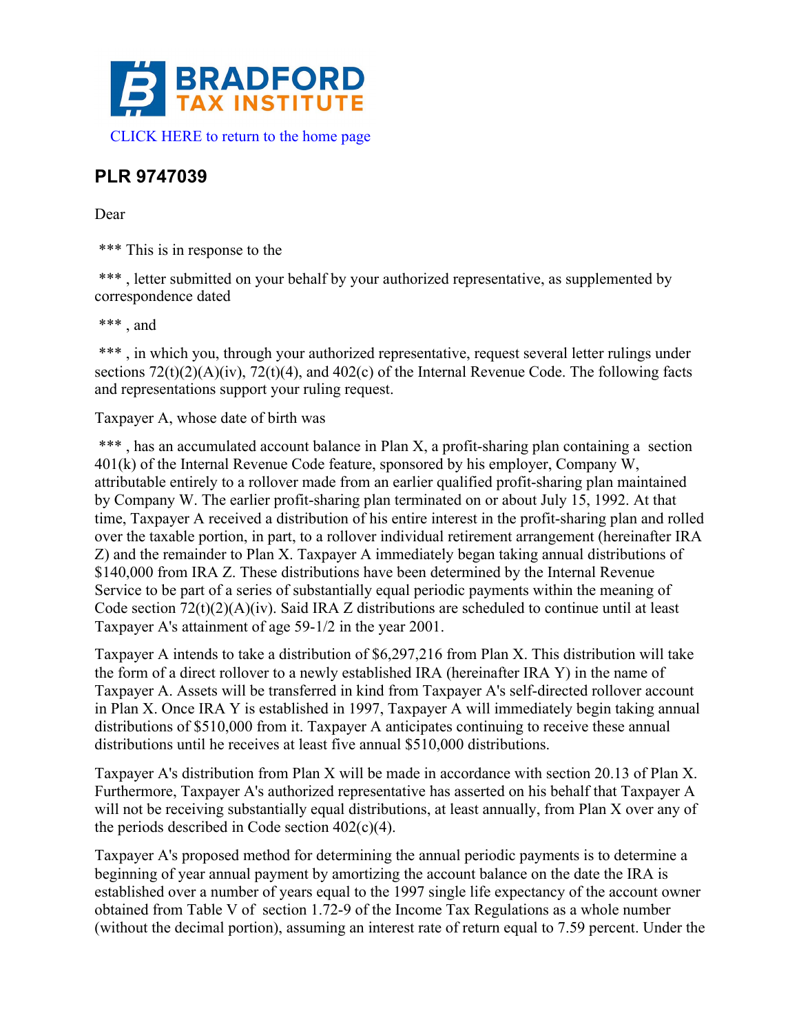BRADFORD TAX INSTITUTE

CLICK HERE to return to the home page

## PLR 9747039

Dear

*** This is in response to the

*** , letter submitted on your behalf by your authorized representative, as supplemented by correspondence dated

*** , and

*** , in which you, through your authorized representative, request several letter rulings under sections 72(t)(2)(A)(iv), 72(t)(4), and 402(c) of the Internal Revenue Code. The following facts and representations support your ruling request.

Taxpayer A, whose date of birth was

*** , has an accumulated account balance in Plan X, a profit-sharing plan containing a section 401(k) of the Internal Revenue Code feature, sponsored by his employer, Company W, attributable entirely to a rollover made from an earlier qualified profit-sharing plan maintained by Company W. The earlier profit-sharing plan terminated on or about July 15, 1992. At that time, Taxpayer A received a distribution of his entire interest in the profit-sharing plan and rolled over the taxable portion, in part, to a rollover individual retirement arrangement (hereinafter IRA Z) and the remainder to Plan X. Taxpayer A immediately began taking annual distributions of $140,000 from IRA Z. These distributions have been determined by the Internal Revenue Service to be part of a series of substantially equal periodic payments within the meaning of Code section 72(t)(2)(A)(iv). Said IRA Z distributions are scheduled to continue until at least Taxpayer A's attainment of age 59-1/2 in the year 2001.

Taxpayer A intends to take a distribution of $6,297,216 from Plan X. This distribution will take the form of a direct rollover to a newly established IRA (hereinafter IRA Y) in the name of Taxpayer A. Assets will be transferred in kind from Taxpayer A's self-directed rollover account in Plan X. Once IRA Y is established in 1997, Taxpayer A will immediately begin taking annual distributions of $510,000 from it. Taxpayer A anticipates continuing to receive these annual distributions until he receives at least five annual $510,000 distributions.

Taxpayer A's distribution from Plan X will be made in accordance with section 20.13 of Plan X. Furthermore, Taxpayer A's authorized representative has asserted on his behalf that Taxpayer A will not be receiving substantially equal distributions, at least annually, from Plan X over any of the periods described in Code section 402(c)(4).

Taxpayer A's proposed method for determining the annual periodic payments is to determine a beginning of year annual payment by amortizing the account balance on the date the IRA is established over a number of years equal to the 1997 single life expectancy of the account owner obtained from Table V of section 1.72-9 of the Income Tax Regulations as a whole number (without the decimal portion), assuming an interest rate of return equal to 7.59 percent. Under the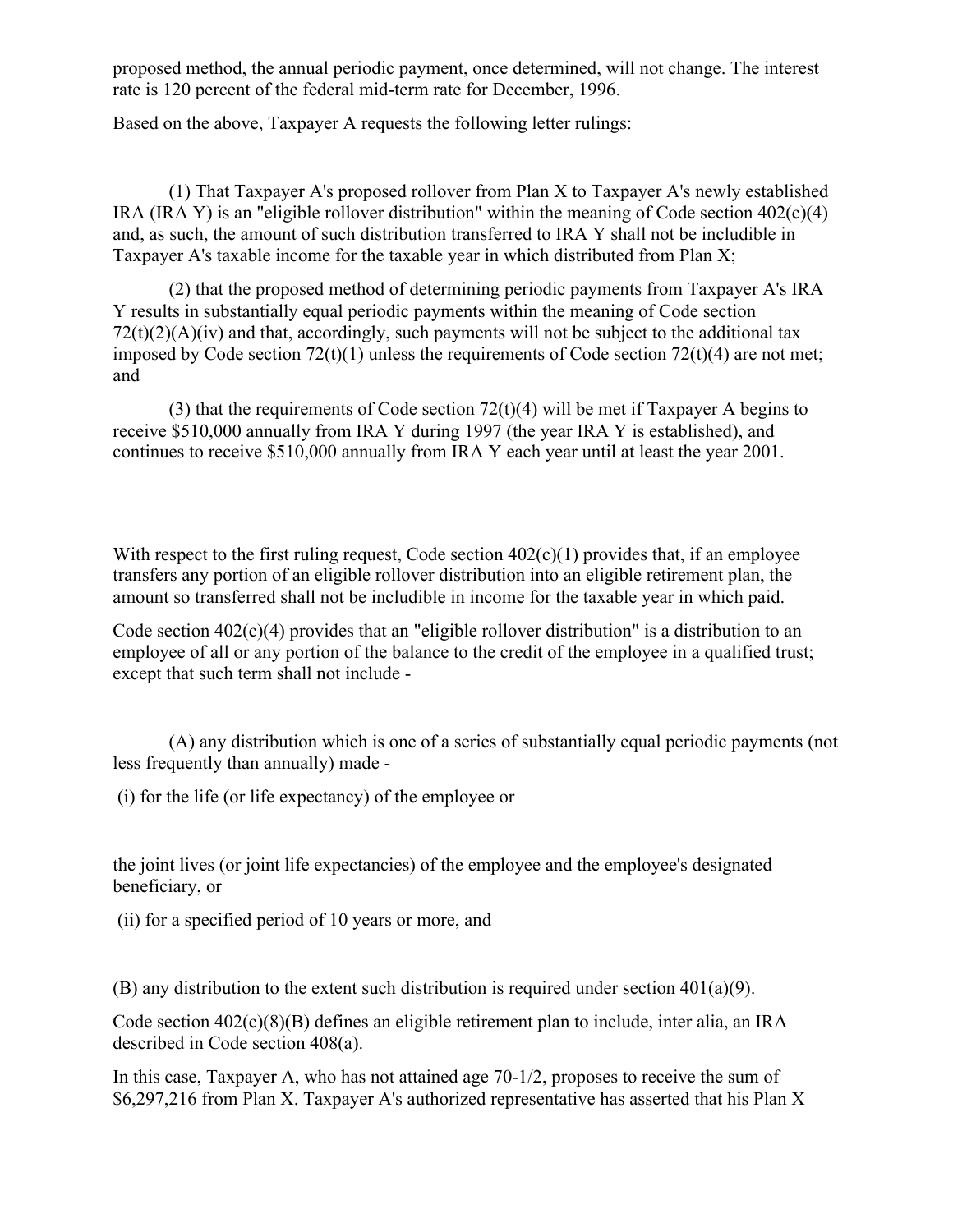proposed method, the annual periodic payment, once determined, will not change. The interest rate is 120 percent of the federal mid-term rate for December, 1996.

Based on the above, Taxpayer A requests the following letter rulings:

(1) That Taxpayer A's proposed rollover from Plan X to Taxpayer A's newly established IRA (IRA Y) is an "eligible rollover distribution" within the meaning of Code section 402(c)(4) and, as such, the amount of such distribution transferred to IRA Y shall not be includible in Taxpayer A's taxable income for the taxable year in which distributed from Plan X;

(2) that the proposed method of determining periodic payments from Taxpayer A's IRA Y results in substantially equal periodic payments within the meaning of Code section 72(t)(2)(A)(iv) and that, accordingly, such payments will not be subject to the additional tax imposed by Code section 72(t)(1) unless the requirements of Code section 72(t)(4) are not met; and

(3) that the requirements of Code section 72(t)(4) will be met if Taxpayer A begins to receive $510,000 annually from IRA Y during 1997 (the year IRA Y is established), and continues to receive $510,000 annually from IRA Y each year until at least the year 2001.

With respect to the first ruling request, Code section 402(c)(1) provides that, if an employee transfers any portion of an eligible rollover distribution into an eligible retirement plan, the amount so transferred shall not be includible in income for the taxable year in which paid.

Code section 402(c)(4) provides that an "eligible rollover distribution" is a distribution to an employee of all or any portion of the balance to the credit of the employee in a qualified trust; except that such term shall not include -

(A) any distribution which is one of a series of substantially equal periodic payments (not less frequently than annually) made -

(i) for the life (or life expectancy) of the employee or

the joint lives (or joint life expectancies) of the employee and the employee's designated beneficiary, or

(ii) for a specified period of 10 years or more, and

(B) any distribution to the extent such distribution is required under section 401(a)(9).

Code section 402(c)(8)(B) defines an eligible retirement plan to include, inter alia, an IRA described in Code section 408(a).

In this case, Taxpayer A, who has not attained age 70-1/2, proposes to receive the sum of $6,297,216 from Plan X. Taxpayer A's authorized representative has asserted that his Plan X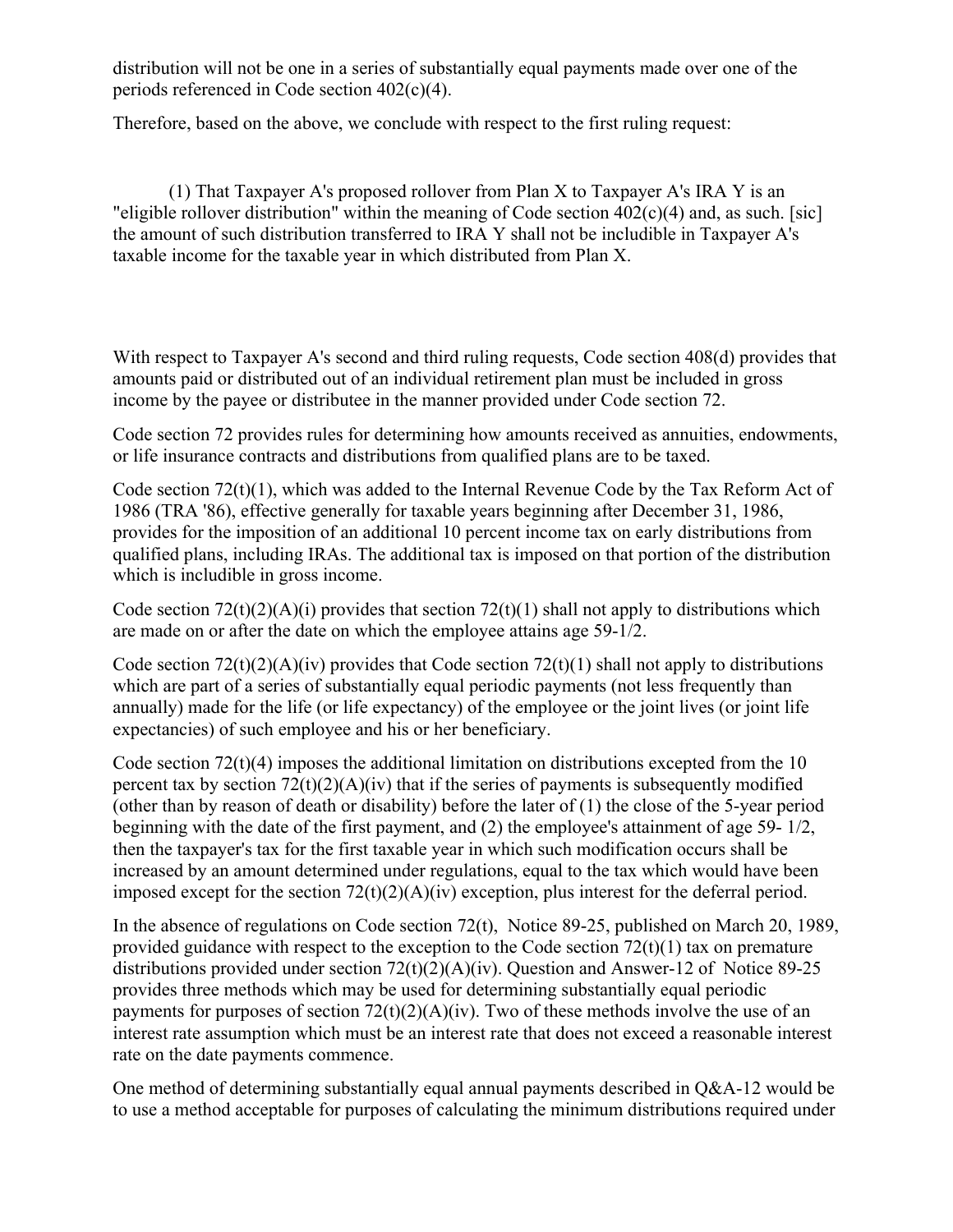distribution will not be one in a series of substantially equal payments made over one of the periods referenced in Code section 402(c)(4).

Therefore, based on the above, we conclude with respect to the first ruling request:

(1) That Taxpayer A's proposed rollover from Plan X to Taxpayer A's IRA Y is an "eligible rollover distribution" within the meaning of Code section 402(c)(4) and, as such. [sic] the amount of such distribution transferred to IRA Y shall not be includible in Taxpayer A's taxable income for the taxable year in which distributed from Plan X.

With respect to Taxpayer A's second and third ruling requests, Code section 408(d) provides that amounts paid or distributed out of an individual retirement plan must be included in gross income by the payee or distributee in the manner provided under Code section 72.

Code section 72 provides rules for determining how amounts received as annuities, endowments, or life insurance contracts and distributions from qualified plans are to be taxed.

Code section 72(t)(1), which was added to the Internal Revenue Code by the Tax Reform Act of 1986 (TRA '86), effective generally for taxable years beginning after December 31, 1986, provides for the imposition of an additional 10 percent income tax on early distributions from qualified plans, including IRAs. The additional tax is imposed on that portion of the distribution which is includible in gross income.

Code section 72(t)(2)(A)(i) provides that section 72(t)(1) shall not apply to distributions which are made on or after the date on which the employee attains age 59-1/2.

Code section 72(t)(2)(A)(iv) provides that Code section 72(t)(1) shall not apply to distributions which are part of a series of substantially equal periodic payments (not less frequently than annually) made for the life (or life expectancy) of the employee or the joint lives (or joint life expectancies) of such employee and his or her beneficiary.

Code section 72(t)(4) imposes the additional limitation on distributions excepted from the 10 percent tax by section 72(t)(2)(A)(iv) that if the series of payments is subsequently modified (other than by reason of death or disability) before the later of (1) the close of the 5-year period beginning with the date of the first payment, and (2) the employee's attainment of age 59- 1/2, then the taxpayer's tax for the first taxable year in which such modification occurs shall be increased by an amount determined under regulations, equal to the tax which would have been imposed except for the section 72(t)(2)(A)(iv) exception, plus interest for the deferral period.

In the absence of regulations on Code section 72(t), Notice 89-25, published on March 20, 1989, provided guidance with respect to the exception to the Code section 72(t)(1) tax on premature distributions provided under section 72(t)(2)(A)(iv). Question and Answer-12 of Notice 89-25 provides three methods which may be used for determining substantially equal periodic payments for purposes of section 72(t)(2)(A)(iv). Two of these methods involve the use of an interest rate assumption which must be an interest rate that does not exceed a reasonable interest rate on the date payments commence.

One method of determining substantially equal annual payments described in Q&A-12 would be to use a method acceptable for purposes of calculating the minimum distributions required under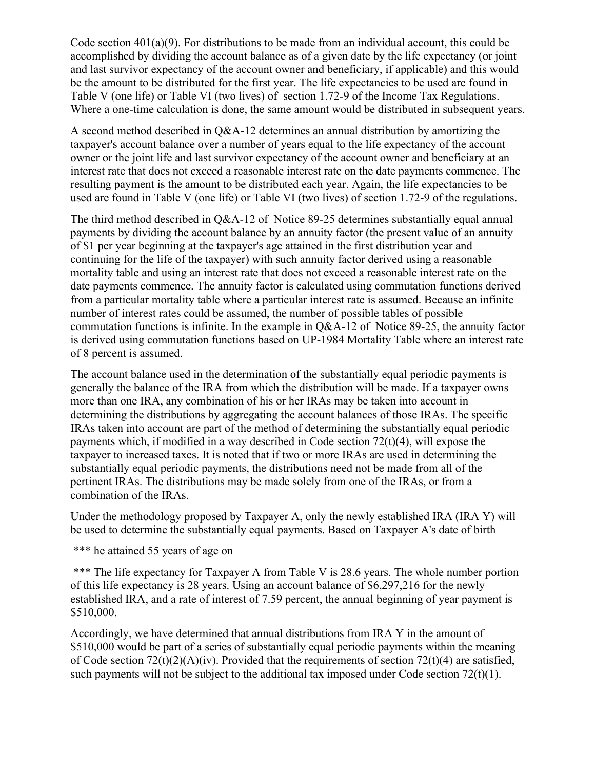Code section 401(a)(9). For distributions to be made from an individual account, this could be accomplished by dividing the account balance as of a given date by the life expectancy (or joint and last survivor expectancy of the account owner and beneficiary, if applicable) and this would be the amount to be distributed for the first year. The life expectancies to be used are found in Table V (one life) or Table VI (two lives) of section 1.72-9 of the Income Tax Regulations. Where a one-time calculation is done, the same amount would be distributed in subsequent years.

A second method described in Q&A-12 determines an annual distribution by amortizing the taxpayer's account balance over a number of years equal to the life expectancy of the account owner or the joint life and last survivor expectancy of the account owner and beneficiary at an interest rate that does not exceed a reasonable interest rate on the date payments commence. The resulting payment is the amount to be distributed each year. Again, the life expectancies to be used are found in Table V (one life) or Table VI (two lives) of section 1.72-9 of the regulations.

The third method described in Q&A-12 of Notice 89-25 determines substantially equal annual payments by dividing the account balance by an annuity factor (the present value of an annuity of $1 per year beginning at the taxpayer's age attained in the first distribution year and continuing for the life of the taxpayer) with such annuity factor derived using a reasonable mortality table and using an interest rate that does not exceed a reasonable interest rate on the date payments commence. The annuity factor is calculated using commutation functions derived from a particular mortality table where a particular interest rate is assumed. Because an infinite number of interest rates could be assumed, the number of possible tables of possible commutation functions is infinite. In the example in Q&A-12 of Notice 89-25, the annuity factor is derived using commutation functions based on UP-1984 Mortality Table where an interest rate of 8 percent is assumed.

The account balance used in the determination of the substantially equal periodic payments is generally the balance of the IRA from which the distribution will be made. If a taxpayer owns more than one IRA, any combination of his or her IRAs may be taken into account in determining the distributions by aggregating the account balances of those IRAs. The specific IRAs taken into account are part of the method of determining the substantially equal periodic payments which, if modified in a way described in Code section 72(t)(4), will expose the taxpayer to increased taxes. It is noted that if two or more IRAs are used in determining the substantially equal periodic payments, the distributions need not be made from all of the pertinent IRAs. The distributions may be made solely from one of the IRAs, or from a combination of the IRAs.

Under the methodology proposed by Taxpayer A, only the newly established IRA (IRA Y) will be used to determine the substantially equal payments. Based on Taxpayer A's date of birth

*** he attained 55 years of age on

*** The life expectancy for Taxpayer A from Table V is 28.6 years. The whole number portion of this life expectancy is 28 years. Using an account balance of $6,297,216 for the newly established IRA, and a rate of interest of 7.59 percent, the annual beginning of year payment is $510,000.

Accordingly, we have determined that annual distributions from IRA Y in the amount of $510,000 would be part of a series of substantially equal periodic payments within the meaning of Code section 72(t)(2)(A)(iv). Provided that the requirements of section 72(t)(4) are satisfied, such payments will not be subject to the additional tax imposed under Code section 72(t)(1).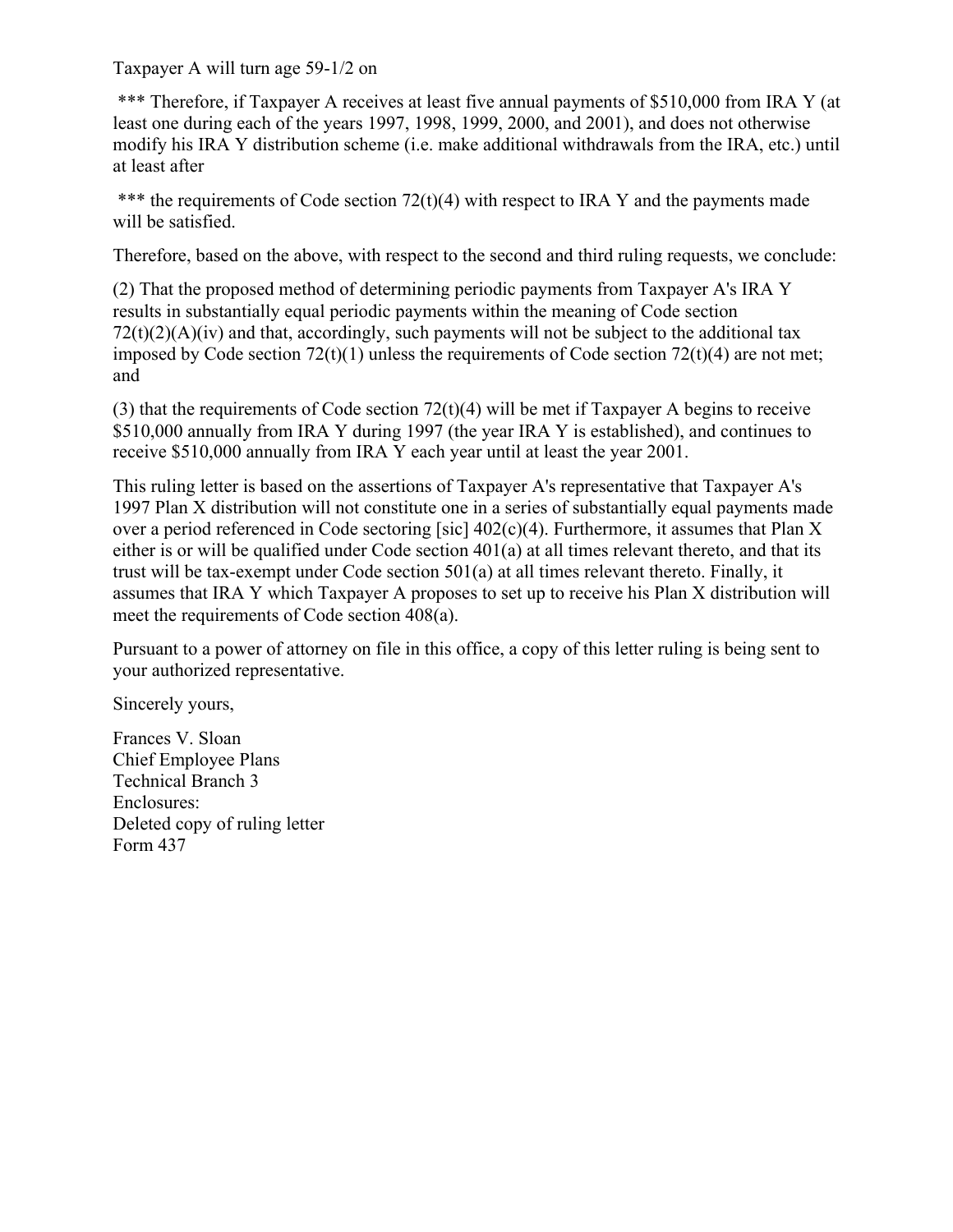Taxpayer A will turn age 59-1/2 on

*** Therefore, if Taxpayer A receives at least five annual payments of $510,000 from IRA Y (at least one during each of the years 1997, 1998, 1999, 2000, and 2001), and does not otherwise modify his IRA Y distribution scheme (i.e. make additional withdrawals from the IRA, etc.) until at least after

*** the requirements of Code section 72(t)(4) with respect to IRA Y and the payments made will be satisfied.

Therefore, based on the above, with respect to the second and third ruling requests, we conclude:

(2) That the proposed method of determining periodic payments from Taxpayer A's IRA Y results in substantially equal periodic payments within the meaning of Code section 72(t)(2)(A)(iv) and that, accordingly, such payments will not be subject to the additional tax imposed by Code section 72(t)(1) unless the requirements of Code section 72(t)(4) are not met; and

(3) that the requirements of Code section 72(t)(4) will be met if Taxpayer A begins to receive $510,000 annually from IRA Y during 1997 (the year IRA Y is established), and continues to receive $510,000 annually from IRA Y each year until at least the year 2001.

This ruling letter is based on the assertions of Taxpayer A's representative that Taxpayer A's 1997 Plan X distribution will not constitute one in a series of substantially equal payments made over a period referenced in Code sectoring [sic] 402(c)(4). Furthermore, it assumes that Plan X either is or will be qualified under Code section 401(a) at all times relevant thereto, and that its trust will be tax-exempt under Code section 501(a) at all times relevant thereto. Finally, it assumes that IRA Y which Taxpayer A proposes to set up to receive his Plan X distribution will meet the requirements of Code section 408(a).

Pursuant to a power of attorney on file in this office, a copy of this letter ruling is being sent to your authorized representative.

Sincerely yours,

Frances V. Sloan
Chief Employee Plans
Technical Branch 3
Enclosures:
Deleted copy of ruling letter
Form 437